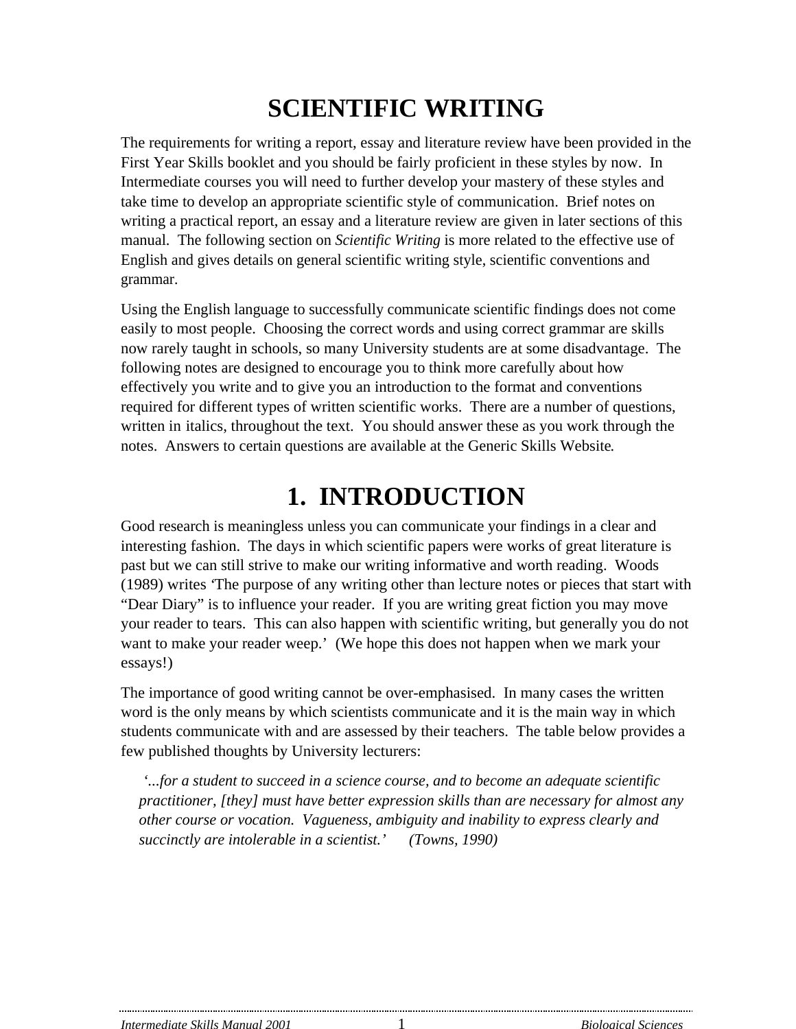# SCIENTIFIC WRITING

The requirements for writing a report, essay and literature review have been provided in the First Year Skills booklet and you should be fairly proficient in these styles by now. In Intermediate courses you will need to further develop your mastery of these styles and take time to develop an appropriate scientific style of communication. Brief notes on writing a practical report, an essay and a literature review are given in later sections of this manual. The following section on *Scientific Writing* is more related to the effective use of English and gives details on general scientific writing style, scientific conventions and grammar.

Using the English language to successfully communicate scientific findings does not come easily to most people. Choosing the correct words and using correct grammar are skills now rarely taught in schools, so many University students are at some disadvantage. The following notes are designed to encourage you to think more carefully about how effectively you write and to give you an introduction to the format and conventions required for different types of written scientific works. There are a number of questions, written in italics, throughout the text. You should answer these as you work through the notes. Answers to certain questions are available at the Generic Skills Website.

# 1. INTRODUCTION

Good research is meaningless unless you can communicate your findings in a clear and interesting fashion. The days in which scientific papers were works of great literature is past but we can still strive to make our writing informative and worth reading. Woods (1989) writes 'The purpose of any writing other than lecture notes or pieces that start with "Dear Diary" is to influence your reader. If you are writing great fiction you may move your reader to tears. This can also happen with scientific writing, but generally you do not want to make your reader weep.' (We hope this does not happen when we mark your essays!)

The importance of good writing cannot be over-emphasised. In many cases the written word is the only means by which scientists communicate and it is the main way in which students communicate with and are assessed by their teachers. The table below provides a few published thoughts by University lecturers:

> *'...for a student to succeed in a science course, and to become an adequate scientific practitioner, [they] must have better expression skills than are necessary for almost any other course or vocation. Vagueness, ambiguity and inability to express clearly and succinctly are intolerable in a scientist.'* *(Towns, 1990)*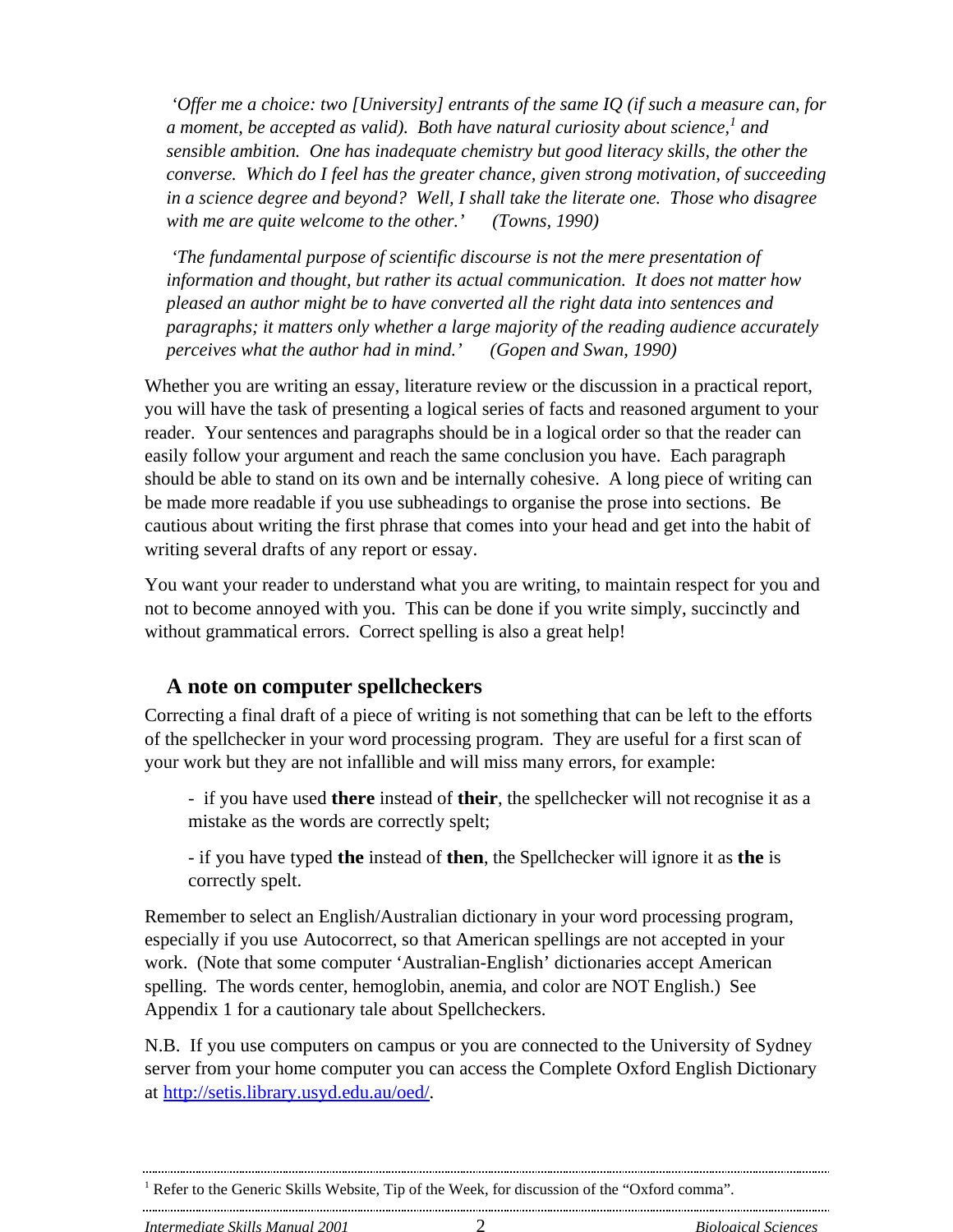*'Offer me a choice: two [University] entrants of the same IQ (if such a measure can, for a moment, be accepted as valid). Both have natural curiosity about science,[1] and sensible ambition. One has inadequate chemistry but good literacy skills, the other the converse. Which do I feel has the greater chance, given strong motivation, of succeeding in a science degree and beyond? Well, I shall take the literate one. Those who disagree with me are quite welcome to the other.' (Towns, 1990)*

*'The fundamental purpose of scientific discourse is not the mere presentation of information and thought, but rather its actual communication. It does not matter how pleased an author might be to have converted all the right data into sentences and paragraphs; it matters only whether a large majority of the reading audience accurately perceives what the author had in mind.' (Gopen and Swan, 1990)*

Whether you are writing an essay, literature review or the discussion in a practical report, you will have the task of presenting a logical series of facts and reasoned argument to your reader. Your sentences and paragraphs should be in a logical order so that the reader can easily follow your argument and reach the same conclusion you have. Each paragraph should be able to stand on its own and be internally cohesive. A long piece of writing can be made more readable if you use subheadings to organise the prose into sections. Be cautious about writing the first phrase that comes into your head and get into the habit of writing several drafts of any report or essay.

You want your reader to understand what you are writing, to maintain respect for you and not to become annoyed with you. This can be done if you write simply, succinctly and without grammatical errors. Correct spelling is also a great help!

## A note on computer spellcheckers

Correcting a final draft of a piece of writing is not something that can be left to the efforts of the spellchecker in your word processing program. They are useful for a first scan of your work but they are not infallible and will miss many errors, for example:

- if you have used **there** instead of **their**, the spellchecker will not recognise it as a mistake as the words are correctly spelt;
- if you have typed **the** instead of **then**, the Spellchecker will ignore it as **the** is correctly spelt.

Remember to select an English/Australian dictionary in your word processing program, especially if you use Autocorrect, so that American spellings are not accepted in your work. (Note that some computer 'Australian-English' dictionaries accept American spelling. The words center, hemoglobin, anemia, and color are NOT English.) See Appendix 1 for a cautionary tale about Spellcheckers.

N.B. If you use computers on campus or you are connected to the University of Sydney server from your home computer you can access the Complete Oxford English Dictionary at http://setis.library.usyd.edu.au/oed/.

---

[1] Refer to the Generic Skills Website, Tip of the Week, for discussion of the "Oxford comma".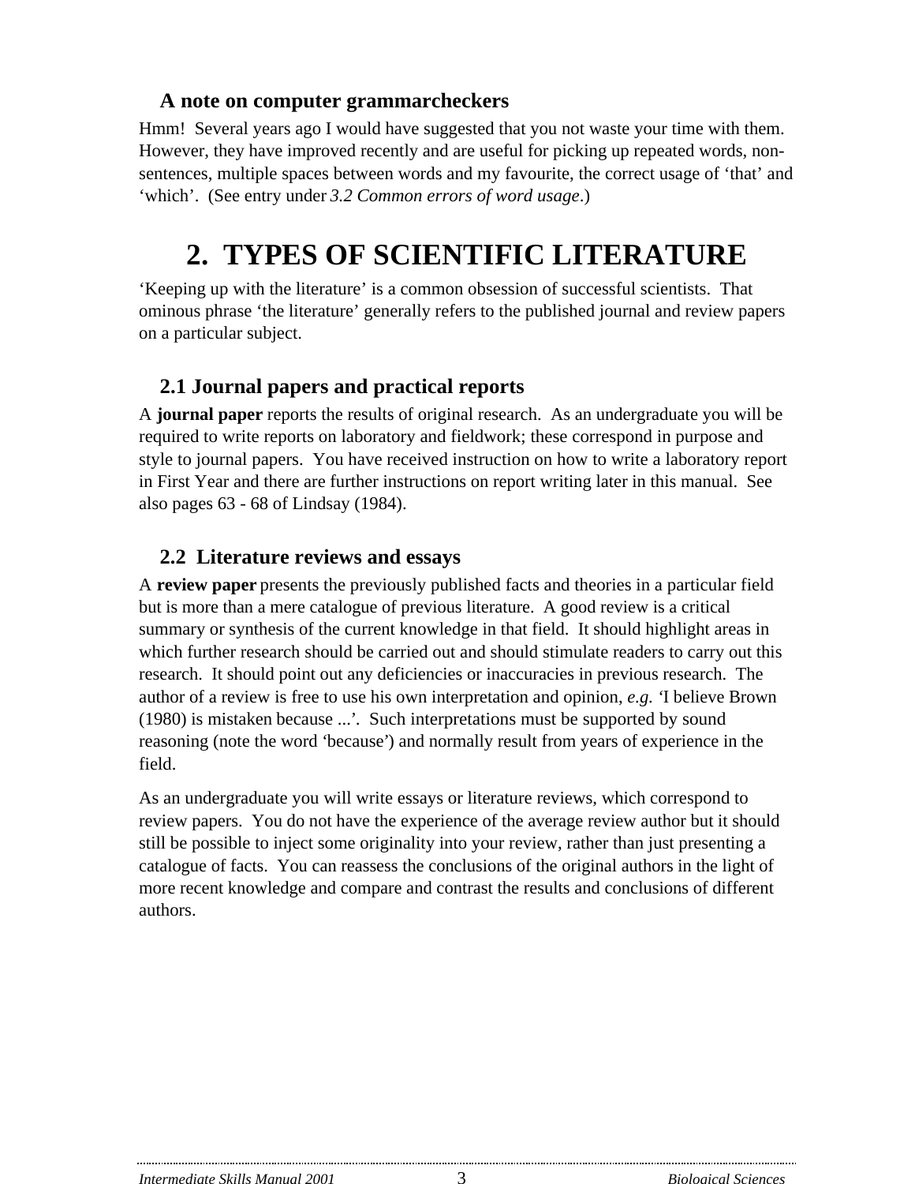### A note on computer grammarcheckers

Hmm! Several years ago I would have suggested that you not waste your time with them. However, they have improved recently and are useful for picking up repeated words, non-sentences, multiple spaces between words and my favourite, the correct usage of 'that' and 'which'. (See entry under *3.2 Common errors of word usage*.)

# 2. TYPES OF SCIENTIFIC LITERATURE

'Keeping up with the literature' is a common obsession of successful scientists. That ominous phrase 'the literature' generally refers to the published journal and review papers on a particular subject.

### 2.1 Journal papers and practical reports

A **journal paper** reports the results of original research. As an undergraduate you will be required to write reports on laboratory and fieldwork; these correspond in purpose and style to journal papers. You have received instruction on how to write a laboratory report in First Year and there are further instructions on report writing later in this manual. See also pages 63 - 68 of Lindsay (1984).

### 2.2 Literature reviews and essays

A **review paper** presents the previously published facts and theories in a particular field but is more than a mere catalogue of previous literature. A good review is a critical summary or synthesis of the current knowledge in that field. It should highlight areas in which further research should be carried out and should stimulate readers to carry out this research. It should point out any deficiencies or inaccuracies in previous research. The author of a review is free to use his own interpretation and opinion, *e.g.* 'I believe Brown (1980) is mistaken because ...'. Such interpretations must be supported by sound reasoning (note the word 'because') and normally result from years of experience in the field.

As an undergraduate you will write essays or literature reviews, which correspond to review papers. You do not have the experience of the average review author but it should still be possible to inject some originality into your review, rather than just presenting a catalogue of facts. You can reassess the conclusions of the original authors in the light of more recent knowledge and compare and contrast the results and conclusions of different authors.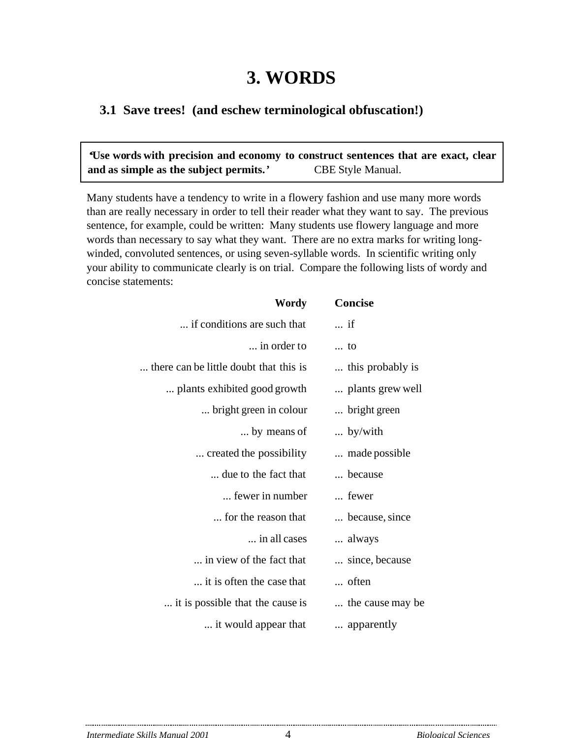# 3. WORDS

## 3.1 Save trees! (and eschew terminological obfuscation!)

> **'Use words with precision and economy to construct sentences that are exact, clear and as simple as the subject permits.'** CBE Style Manual.

Many students have a tendency to write in a flowery fashion and use many more words than are really necessary in order to tell their reader what they want to say. The previous sentence, for example, could be written: Many students use flowery language and more words than necessary to say what they want. There are no extra marks for writing long-winded, convoluted sentences, or using seven-syllable words. In scientific writing only your ability to communicate clearly is on trial. Compare the following lists of wordy and concise statements:

| Wordy | Concise |
|---:|---|
| ... if conditions are such that | ... if |
| ... in order to | ... to |
| ... there can be little doubt that this is | ... this probably is |
| ... plants exhibited good growth | ... plants grew well |
| ... bright green in colour | ... bright green |
| ... by means of | ... by/with |
| ... created the possibility | ... made possible |
| ... due to the fact that | ... because |
| ... fewer in number | ... fewer |
| ... for the reason that | ... because, since |
| ... in all cases | ... always |
| ... in view of the fact that | ... since, because |
| ... it is often the case that | ... often |
| ... it is possible that the cause is | ... the cause may be |
| ... it would appear that | ... apparently |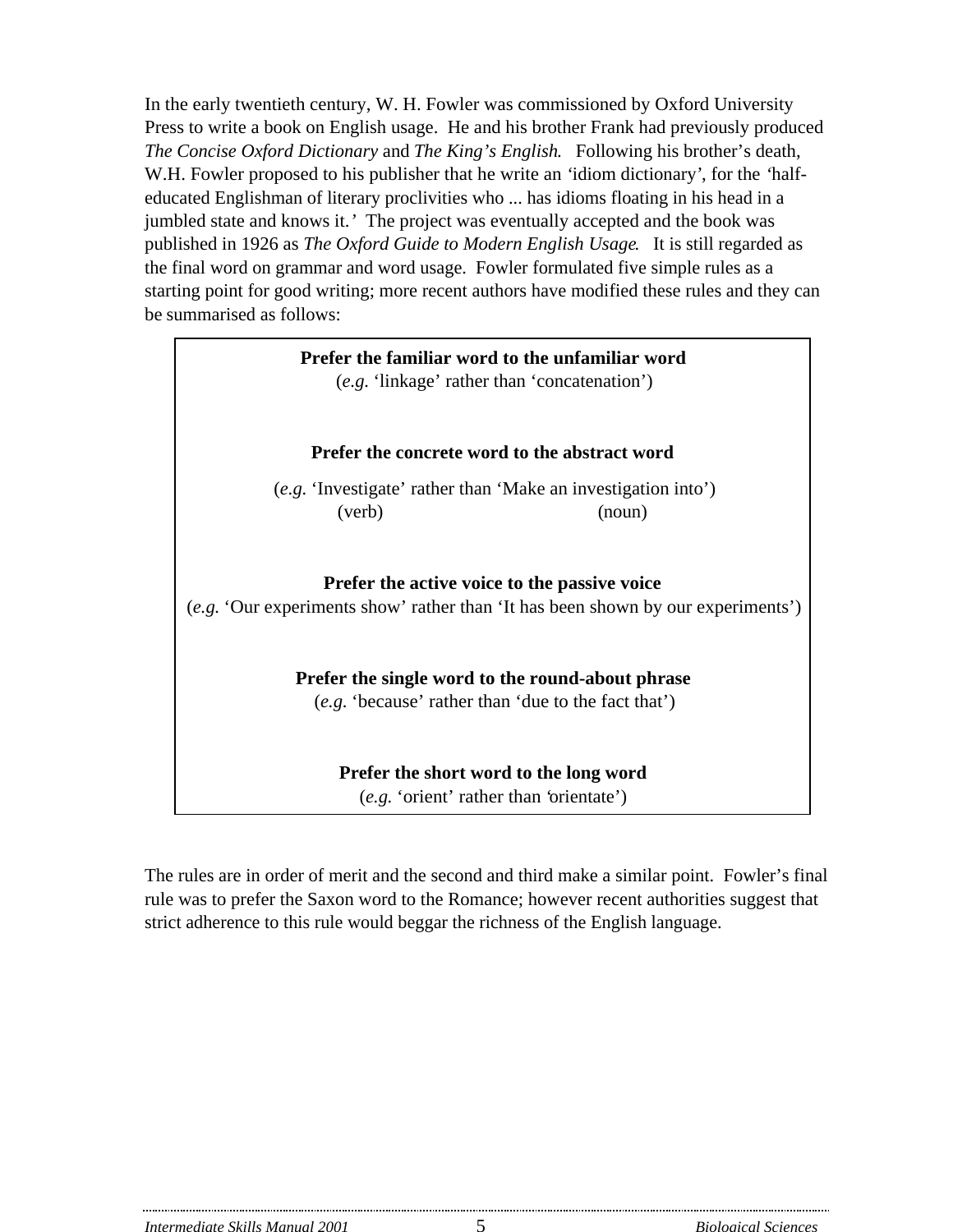In the early twentieth century, W. H. Fowler was commissioned by Oxford University Press to write a book on English usage. He and his brother Frank had previously produced *The Concise Oxford Dictionary* and *The King's English*. Following his brother's death, W.H. Fowler proposed to his publisher that he write an 'idiom dictionary', for the *'half-educated Englishman of literary proclivities who ... has idioms floating in his head in a jumbled state and knows it.'* The project was eventually accepted and the book was published in 1926 as *The Oxford Guide to Modern English Usage*. It is still regarded as the final word on grammar and word usage. Fowler formulated five simple rules as a starting point for good writing; more recent authors have modified these rules and they can be summarised as follows:

**Prefer the familiar word to the unfamiliar word**
(*e.g.* 'linkage' rather than 'concatenation')

**Prefer the concrete word to the abstract word**
(*e.g.* 'Investigate' rather than 'Make an investigation into')
(verb) (noun)

**Prefer the active voice to the passive voice**
(*e.g.* 'Our experiments show' rather than 'It has been shown by our experiments')

**Prefer the single word to the round-about phrase**
(*e.g.* 'because' rather than 'due to the fact that')

**Prefer the short word to the long word**
(*e.g.* 'orient' rather than 'orientate')

The rules are in order of merit and the second and third make a similar point. Fowler's final rule was to prefer the Saxon word to the Romance; however recent authorities suggest that strict adherence to this rule would beggar the richness of the English language.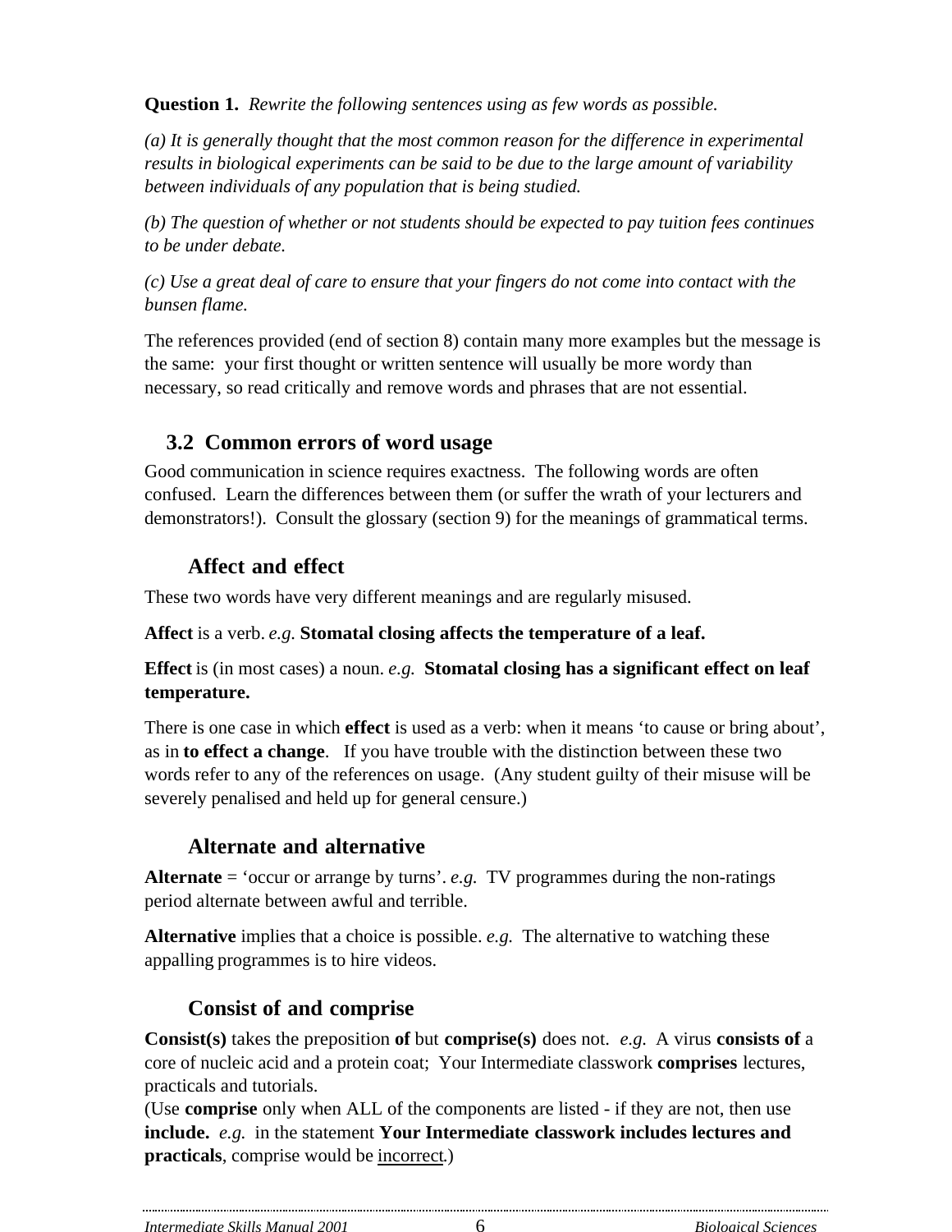**Question 1.** *Rewrite the following sentences using as few words as possible.*

*(a) It is generally thought that the most common reason for the difference in experimental results in biological experiments can be said to be due to the large amount of variability between individuals of any population that is being studied.*

*(b) The question of whether or not students should be expected to pay tuition fees continues to be under debate.*

*(c) Use a great deal of care to ensure that your fingers do not come into contact with the bunsen flame.*

The references provided (end of section 8) contain many more examples but the message is the same: your first thought or written sentence will usually be more wordy than necessary, so read critically and remove words and phrases that are not essential.

## 3.2 Common errors of word usage

Good communication in science requires exactness. The following words are often confused. Learn the differences between them (or suffer the wrath of your lecturers and demonstrators!). Consult the glossary (section 9) for the meanings of grammatical terms.

### Affect and effect

These two words have very different meanings and are regularly misused.

**Affect** is a verb. *e.g.* **Stomatal closing affects the temperature of a leaf.**

**Effect** is (in most cases) a noun. *e.g.* **Stomatal closing has a significant effect on leaf temperature.**

There is one case in which **effect** is used as a verb: when it means 'to cause or bring about', as in **to effect a change**. If you have trouble with the distinction between these two words refer to any of the references on usage. (Any student guilty of their misuse will be severely penalised and held up for general censure.)

### Alternate and alternative

**Alternate** = 'occur or arrange by turns'. *e.g.* TV programmes during the non-ratings period alternate between awful and terrible.

**Alternative** implies that a choice is possible. *e.g.* The alternative to watching these appalling programmes is to hire videos.

### Consist of and comprise

**Consist(s)** takes the preposition **of** but **comprise(s)** does not. *e.g.* A virus **consists of** a core of nucleic acid and a protein coat; Your Intermediate classwork **comprises** lectures, practicals and tutorials.
(Use **comprise** only when ALL of the components are listed - if they are not, then use **include.** *e.g.* in the statement **Your Intermediate classwork includes lectures and practicals**, comprise would be incorrect.)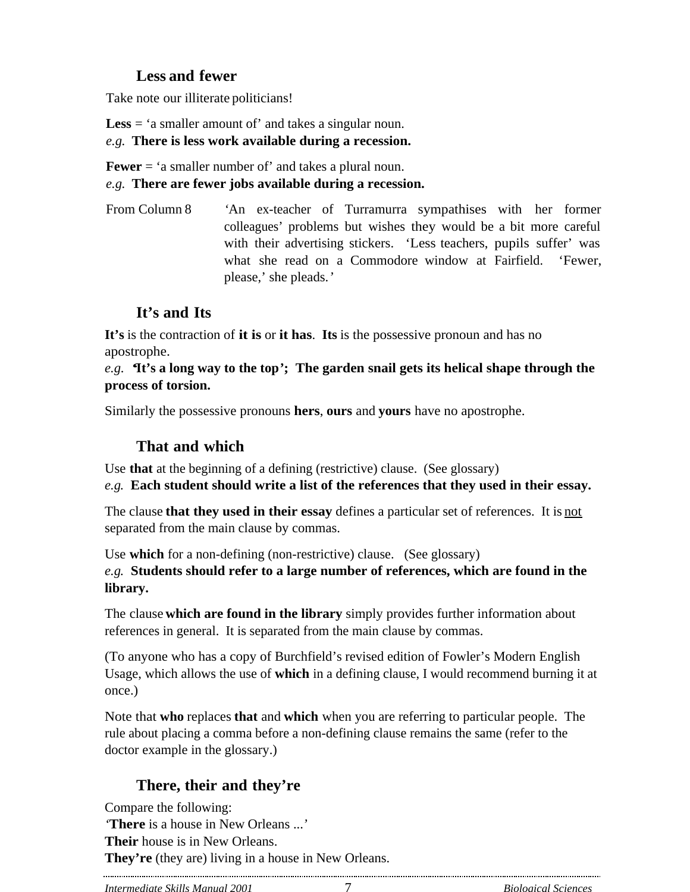## Less and fewer

Take note our illiterate politicians!

**Less** = 'a smaller amount of' and takes a singular noun.
*e.g.* **There is less work available during a recession.**

**Fewer** = 'a smaller number of' and takes a plural noun.
*e.g.* **There are fewer jobs available during a recession.**

From Column 8 — 'An ex-teacher of Turramurra sympathises with her former colleagues' problems but wishes they would be a bit more careful with their advertising stickers. 'Less teachers, pupils suffer' was what she read on a Commodore window at Fairfield. 'Fewer, please,' she pleads.'

## It's and Its

**It's** is the contraction of **it is** or **it has**. **Its** is the possessive pronoun and has no apostrophe.
*e.g.* **'It's a long way to the top'; The garden snail gets its helical shape through the process of torsion.**

Similarly the possessive pronouns **hers**, **ours** and **yours** have no apostrophe.

## That and which

Use **that** at the beginning of a defining (restrictive) clause. (See glossary)
*e.g.* **Each student should write a list of the references that they used in their essay.**

The clause **that they used in their essay** defines a particular set of references. It is <u>not</u> separated from the main clause by commas.

Use **which** for a non-defining (non-restrictive) clause. (See glossary)
*e.g.* **Students should refer to a large number of references, which are found in the library.**

The clause **which are found in the library** simply provides further information about references in general. It is separated from the main clause by commas.

(To anyone who has a copy of Burchfield's revised edition of Fowler's Modern English Usage, which allows the use of **which** in a defining clause, I would recommend burning it at once.)

Note that **who** replaces **that** and **which** when you are referring to particular people. The rule about placing a comma before a non-defining clause remains the same (refer to the doctor example in the glossary.)

## There, their and they're

Compare the following:
'**There** is a house in New Orleans ...'
**Their** house is in New Orleans.
**They're** (they are) living in a house in New Orleans.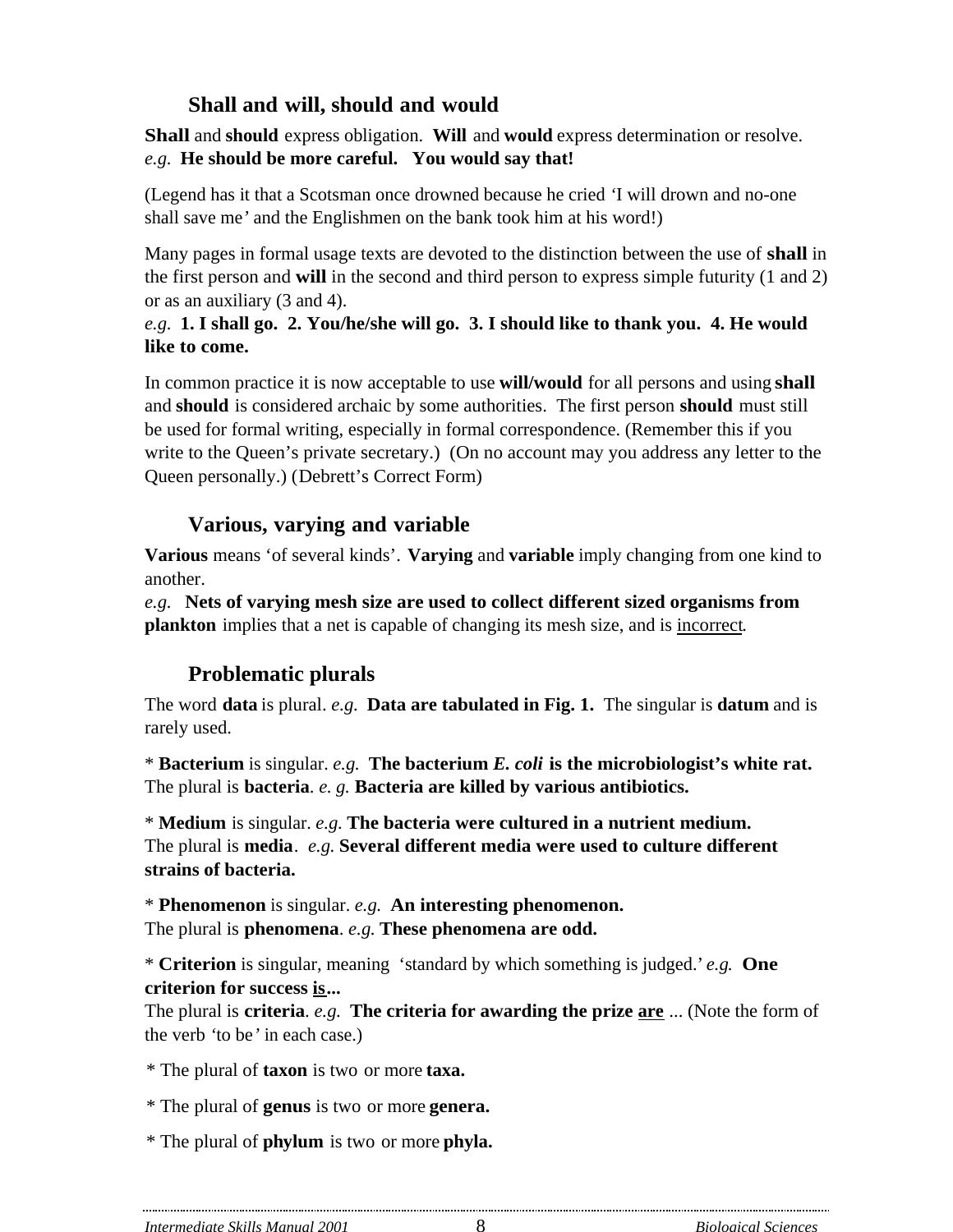### Shall and will, should and would

**Shall** and **should** express obligation. **Will** and **would** express determination or resolve.
*e.g.* **He should be more careful. You would say that!**

(Legend has it that a Scotsman once drowned because he cried 'I will drown and no-one shall save me' and the Englishmen on the bank took him at his word!)

Many pages in formal usage texts are devoted to the distinction between the use of **shall** in the first person and **will** in the second and third person to express simple futurity (1 and 2) or as an auxiliary (3 and 4).
*e.g.* **1. I shall go. 2. You/he/she will go. 3. I should like to thank you. 4. He would like to come.**

In common practice it is now acceptable to use **will/would** for all persons and using **shall** and **should** is considered archaic by some authorities. The first person **should** must still be used for formal writing, especially in formal correspondence. (Remember this if you write to the Queen's private secretary.) (On no account may you address any letter to the Queen personally.) (Debrett's Correct Form)

### Various, varying and variable

**Various** means 'of several kinds'. **Varying** and **variable** imply changing from one kind to another.
*e.g.* **Nets of varying mesh size are used to collect different sized organisms from plankton** implies that a net is capable of changing its mesh size, and is <u>incorrect</u>.

### Problematic plurals

The word **data** is plural. *e.g.* **Data are tabulated in Fig. 1.** The singular is **datum** and is rarely used.

* **Bacterium** is singular. *e.g.* **The bacterium *E. coli* is the microbiologist's white rat.** The plural is **bacteria**. *e. g.* **Bacteria are killed by various antibiotics.**

* **Medium** is singular. *e.g.* **The bacteria were cultured in a nutrient medium.** The plural is **media**. *e.g.* **Several different media were used to culture different strains of bacteria.**

* **Phenomenon** is singular. *e.g.* **An interesting phenomenon.** The plural is **phenomena**. *e.g.* **These phenomena are odd.**

* **Criterion** is singular, meaning 'standard by which something is judged.' *e.g.* **One criterion for success <u>is</u>...** The plural is **criteria**. *e.g.* **The criteria for awarding the prize <u>are</u>** ... (Note the form of the verb 'to be' in each case.)

* The plural of **taxon** is two or more **taxa.**

* The plural of **genus** is two or more **genera.**

* The plural of **phylum** is two or more **phyla.**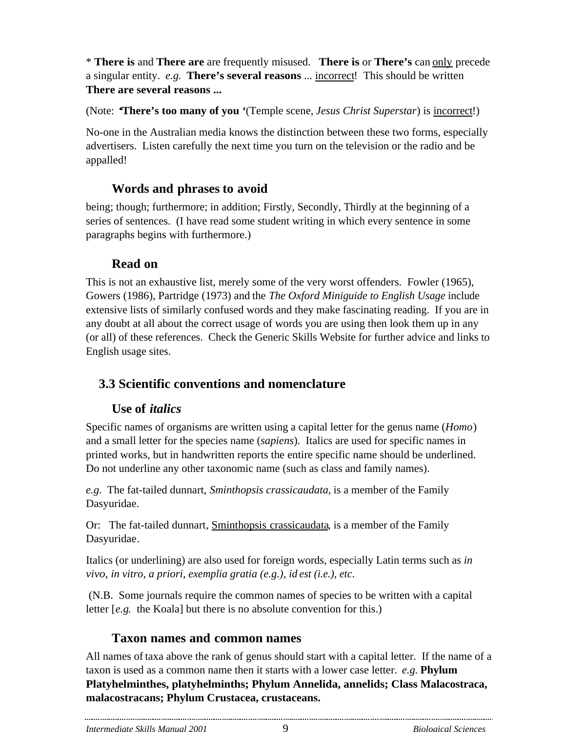* **There is** and **There are** are frequently misused. **There is** or **There's** can only precede a singular entity. *e.g.* **There's several reasons** ... incorrect! This should be written **There are several reasons ...**

(Note: **'There's too many of you '**(Temple scene, *Jesus Christ Superstar*) is incorrect!)

No-one in the Australian media knows the distinction between these two forms, especially advertisers. Listen carefully the next time you turn on the television or the radio and be appalled!

### Words and phrases to avoid

being; though; furthermore; in addition; Firstly, Secondly, Thirdly at the beginning of a series of sentences. (I have read some student writing in which every sentence in some paragraphs begins with furthermore.)

### Read on

This is not an exhaustive list, merely some of the very worst offenders. Fowler (1965), Gowers (1986), Partridge (1973) and the *The Oxford Miniguide to English Usage* include extensive lists of similarly confused words and they make fascinating reading. If you are in any doubt at all about the correct usage of words you are using then look them up in any (or all) of these references. Check the Generic Skills Website for further advice and links to English usage sites.

## 3.3 Scientific conventions and nomenclature

### Use of *italics*

Specific names of organisms are written using a capital letter for the genus name (*Homo*) and a small letter for the species name (*sapiens*). Italics are used for specific names in printed works, but in handwritten reports the entire specific name should be underlined. Do not underline any other taxonomic name (such as class and family names).

*e.g.* The fat-tailed dunnart, *Sminthopsis crassicaudata,* is a member of the Family Dasyuridae.

Or: The fat-tailed dunnart, <u>Sminthopsis crassicaudata</u>, is a member of the Family Dasyuridae.

Italics (or underlining) are also used for foreign words, especially Latin terms such as *in vivo*, *in vitro*, *a priori*, *exemplia gratia (e.g.)*, *id est (i.e.)*, *etc*.

(N.B. Some journals require the common names of species to be written with a capital letter [*e.g.* the Koala] but there is no absolute convention for this.)

### Taxon names and common names

All names of taxa above the rank of genus should start with a capital letter. If the name of a taxon is used as a common name then it starts with a lower case letter. *e.g.* **Phylum Platyhelminthes, platyhelminths; Phylum Annelida, annelids; Class Malacostraca, malacostracans; Phylum Crustacea, crustaceans.**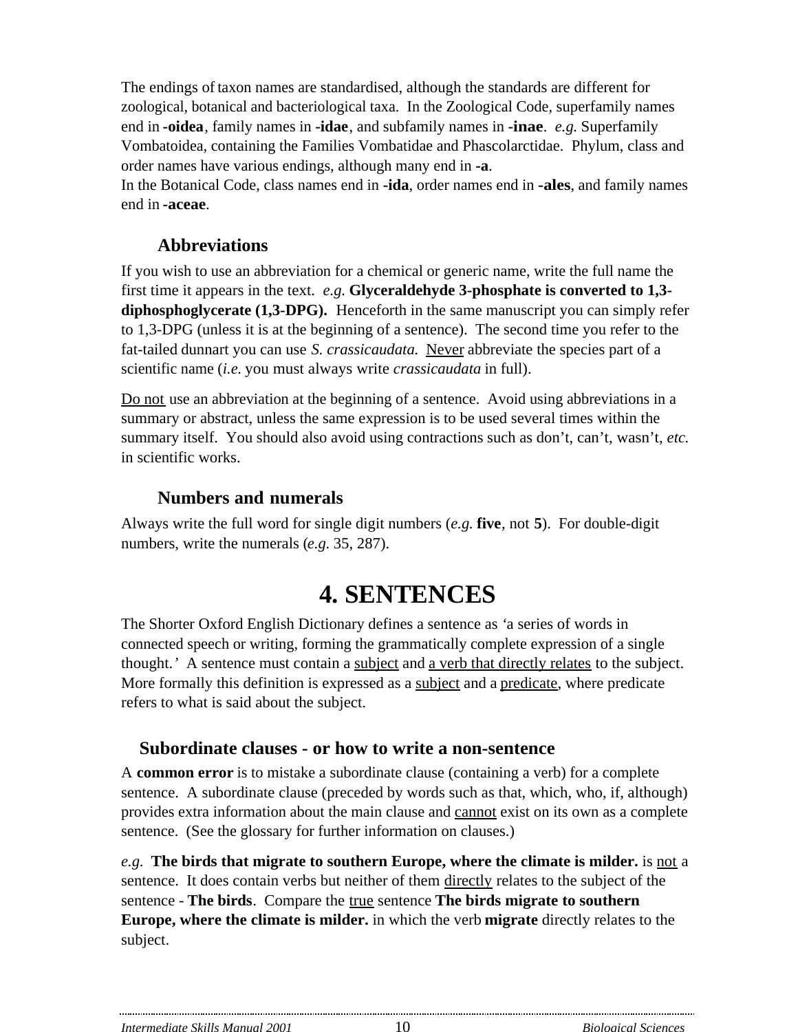The endings of taxon names are standardised, although the standards are different for zoological, botanical and bacteriological taxa. In the Zoological Code, superfamily names end in **-oidea**, family names in **-idae**, and subfamily names in **-inae**. *e.g.* Superfamily Vombatoidea, containing the Families Vombatidae and Phascolarctidae. Phylum, class and order names have various endings, although many end in **-a**.
In the Botanical Code, class names end in **-ida**, order names end in **-ales**, and family names end in **-aceae**.

### Abbreviations

If you wish to use an abbreviation for a chemical or generic name, write the full name the first time it appears in the text. *e.g.* **Glyceraldehyde 3-phosphate is converted to 1,3-diphosphoglycerate (1,3-DPG).** Henceforth in the same manuscript you can simply refer to 1,3-DPG (unless it is at the beginning of a sentence). The second time you refer to the fat-tailed dunnart you can use *S. crassicaudata.* Never abbreviate the species part of a scientific name (*i.e.* you must always write *crassicaudata* in full).

Do not use an abbreviation at the beginning of a sentence. Avoid using abbreviations in a summary or abstract, unless the same expression is to be used several times within the summary itself. You should also avoid using contractions such as don't, can't, wasn't, *etc.* in scientific works.

### Numbers and numerals

Always write the full word for single digit numbers (*e.g.* **five**, not **5**). For double-digit numbers, write the numerals (*e.g.* 35, 287).

# 4. SENTENCES

The Shorter Oxford English Dictionary defines a sentence as *'*a series of words in connected speech or writing, forming the grammatically complete expression of a single thought.*'* A sentence must contain a subject and a verb that directly relates to the subject. More formally this definition is expressed as a subject and a predicate, where predicate refers to what is said about the subject.

### Subordinate clauses - or how to write a non-sentence

A **common error** is to mistake a subordinate clause (containing a verb) for a complete sentence. A subordinate clause (preceded by words such as that, which, who, if, although) provides extra information about the main clause and cannot exist on its own as a complete sentence. (See the glossary for further information on clauses.)

*e.g.* **The birds that migrate to southern Europe, where the climate is milder.** is not a sentence. It does contain verbs but neither of them directly relates to the subject of the sentence - **The birds**. Compare the true sentence **The birds migrate to southern Europe, where the climate is milder.** in which the verb **migrate** directly relates to the subject.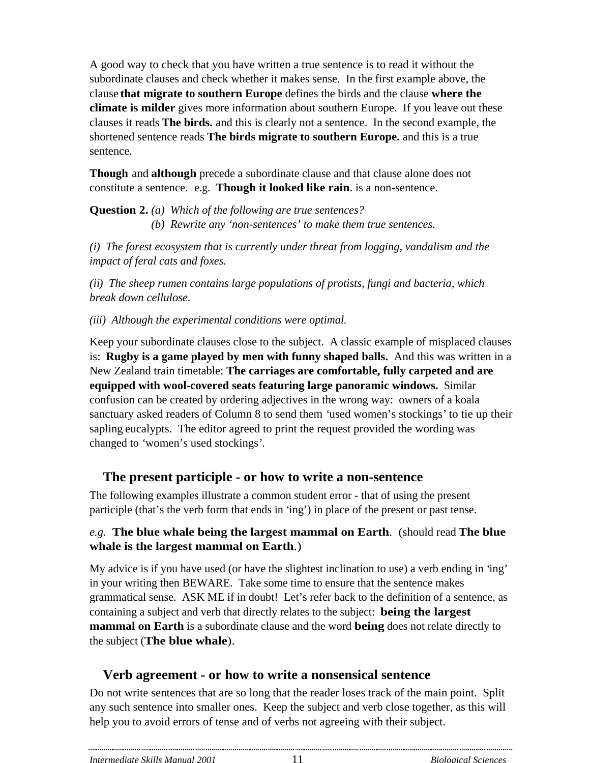A good way to check that you have written a true sentence is to read it without the subordinate clauses and check whether it makes sense. In the first example above, the clause **that migrate to southern Europe** defines the birds and the clause **where the climate is milder** gives more information about southern Europe. If you leave out these clauses it reads **The birds.** and this is clearly not a sentence. In the second example, the shortened sentence reads **The birds migrate to southern Europe.** and this is a true sentence.

**Though** and **although** precede a subordinate clause and that clause alone does not constitute a sentence. e.g. **Though it looked like rain**. is a non-sentence.

**Question 2.** *(a) Which of the following are true sentences?*
*(b) Rewrite any 'non-sentences' to make them true sentences.*

*(i) The forest ecosystem that is currently under threat from logging, vandalism and the impact of feral cats and foxes.*

*(ii) The sheep rumen contains large populations of protists, fungi and bacteria, which break down cellulose.*

*(iii) Although the experimental conditions were optimal.*

Keep your subordinate clauses close to the subject. A classic example of misplaced clauses is: **Rugby is a game played by men with funny shaped balls.** And this was written in a New Zealand train timetable: **The carriages are comfortable, fully carpeted and are equipped with wool-covered seats featuring large panoramic windows.** Similar confusion can be created by ordering adjectives in the wrong way: owners of a koala sanctuary asked readers of Column 8 to send them 'used women's stockings' to tie up their sapling eucalypts. The editor agreed to print the request provided the wording was changed to 'women's used stockings'.

## The present participle - or how to write a non-sentence

The following examples illustrate a common student error - that of using the present participle (that's the verb form that ends in 'ing') in place of the present or past tense.

*e.g.* **The blue whale being the largest mammal on Earth**. (should read **The blue whale is the largest mammal on Earth**.)

My advice is if you have used (or have the slightest inclination to use) a verb ending in 'ing' in your writing then BEWARE. Take some time to ensure that the sentence makes grammatical sense. ASK ME if in doubt! Let's refer back to the definition of a sentence, as containing a subject and verb that directly relates to the subject: **being the largest mammal on Earth** is a subordinate clause and the word **being** does not relate directly to the subject (**The blue whale**).

## Verb agreement - or how to write a nonsensical sentence

Do not write sentences that are so long that the reader loses track of the main point. Split any such sentence into smaller ones. Keep the subject and verb close together, as this will help you to avoid errors of tense and of verbs not agreeing with their subject.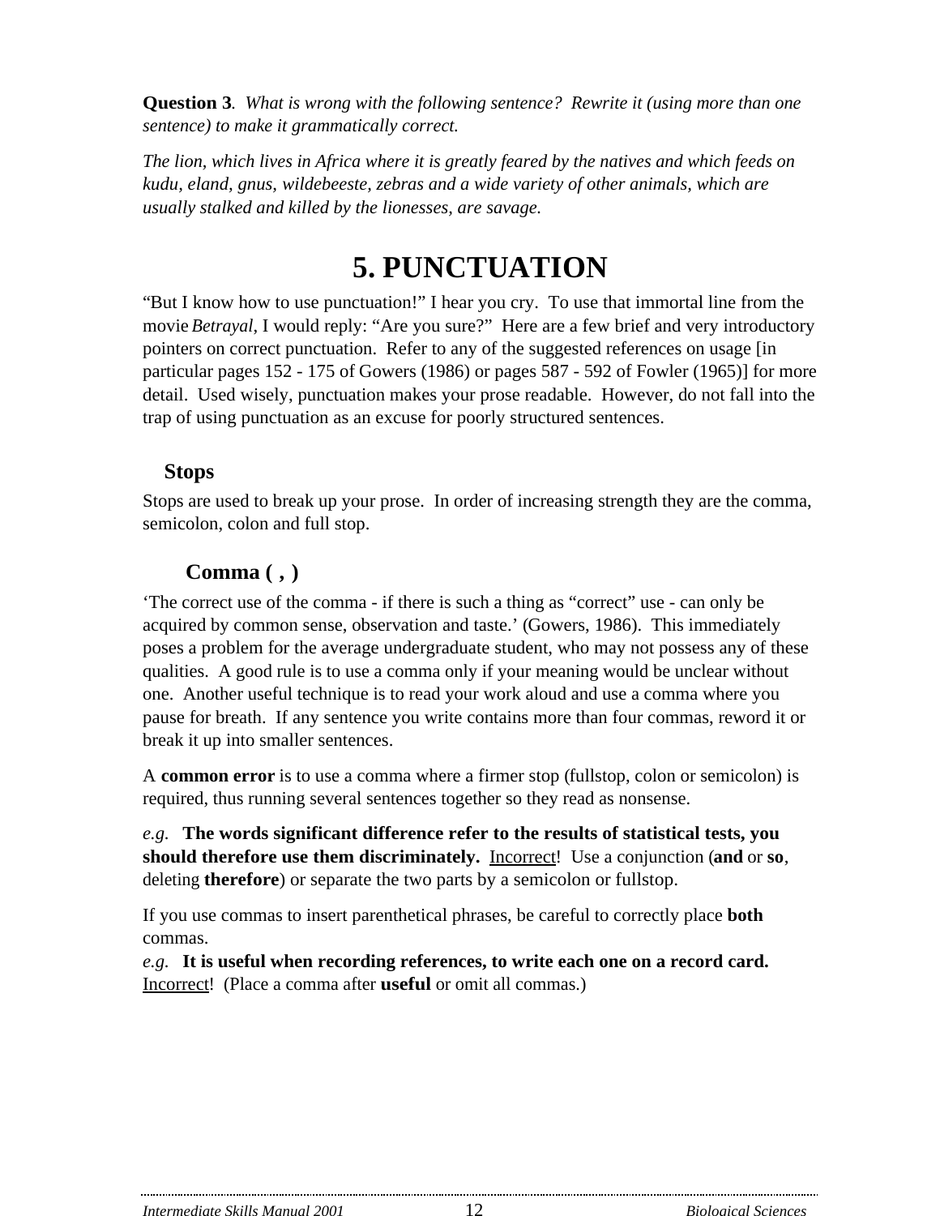**Question 3**. *What is wrong with the following sentence? Rewrite it (using more than one sentence) to make it grammatically correct.*

*The lion, which lives in Africa where it is greatly feared by the natives and which feeds on kudu, eland, gnus, wildebeeste, zebras and a wide variety of other animals, which are usually stalked and killed by the lionesses, are savage.*

# 5. PUNCTUATION

"But I know how to use punctuation!" I hear you cry. To use that immortal line from the movie *Betrayal*, I would reply: "Are you sure?" Here are a few brief and very introductory pointers on correct punctuation. Refer to any of the suggested references on usage [in particular pages 152 - 175 of Gowers (1986) or pages 587 - 592 of Fowler (1965)] for more detail. Used wisely, punctuation makes your prose readable. However, do not fall into the trap of using punctuation as an excuse for poorly structured sentences.

## Stops

Stops are used to break up your prose. In order of increasing strength they are the comma, semicolon, colon and full stop.

### Comma ( , )

'The correct use of the comma - if there is such a thing as "correct" use - can only be acquired by common sense, observation and taste.' (Gowers, 1986). This immediately poses a problem for the average undergraduate student, who may not possess any of these qualities. A good rule is to use a comma only if your meaning would be unclear without one. Another useful technique is to read your work aloud and use a comma where you pause for breath. If any sentence you write contains more than four commas, reword it or break it up into smaller sentences.

A **common error** is to use a comma where a firmer stop (fullstop, colon or semicolon) is required, thus running several sentences together so they read as nonsense.

*e.g.* **The words significant difference refer to the results of statistical tests, you should therefore use them discriminately.** <u>Incorrect</u>! Use a conjunction (**and** or **so**, deleting **therefore**) or separate the two parts by a semicolon or fullstop.

If you use commas to insert parenthetical phrases, be careful to correctly place **both** commas.
*e.g.* **It is useful when recording references, to write each one on a record card.** <u>Incorrect</u>! (Place a comma after **useful** or omit all commas.)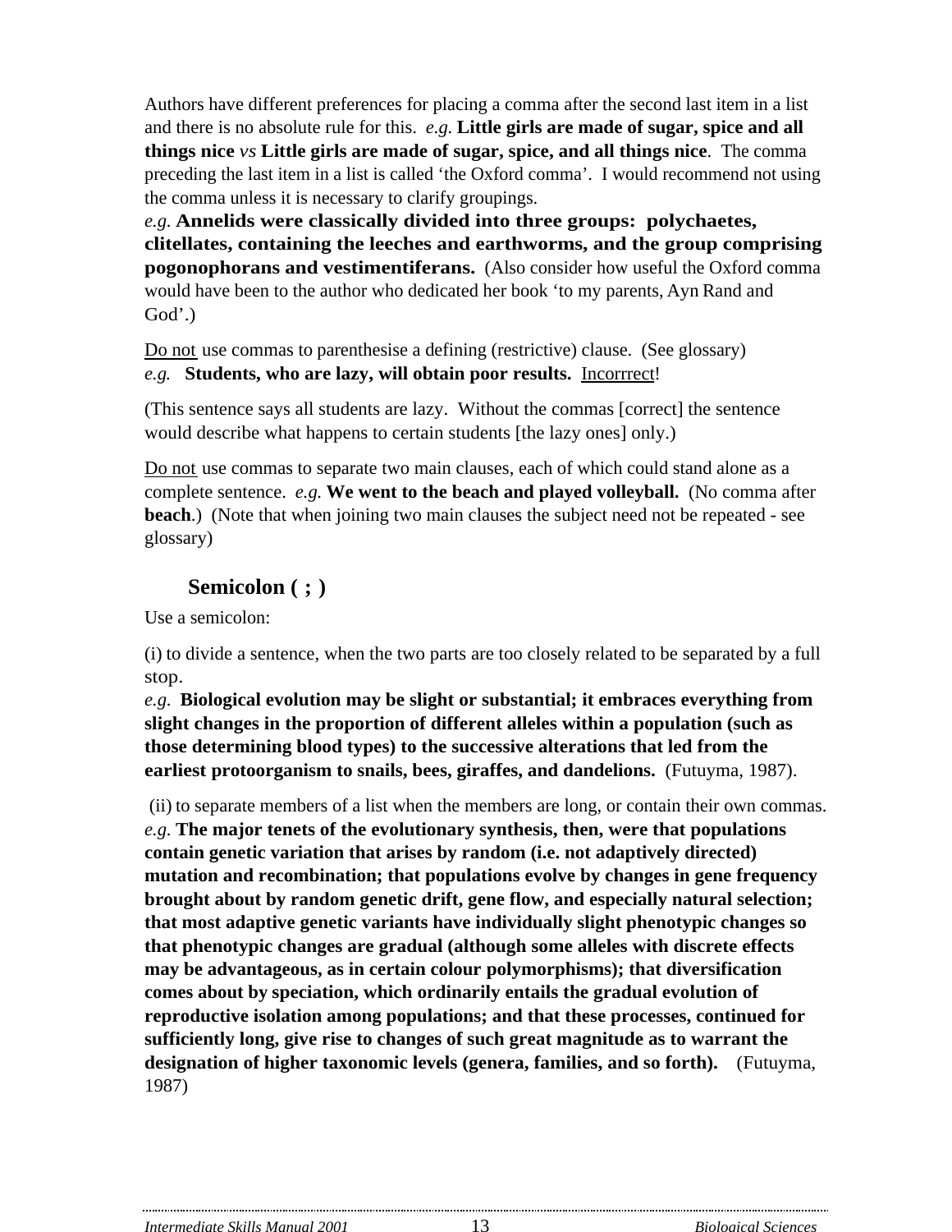Authors have different preferences for placing a comma after the second last item in a list and there is no absolute rule for this. *e.g.* **Little girls are made of sugar, spice and all things nice** *vs* **Little girls are made of sugar, spice, and all things nice**. The comma preceding the last item in a list is called 'the Oxford comma'. I would recommend not using the comma unless it is necessary to clarify groupings.
*e.g.* **Annelids were classically divided into three groups: polychaetes, clitellates, containing the leeches and earthworms, and the group comprising pogonophorans and vestimentiferans.** (Also consider how useful the Oxford comma would have been to the author who dedicated her book 'to my parents, Ayn Rand and God'.)

Do not use commas to parenthesise a defining (restrictive) clause. (See glossary)
*e.g.* **Students, who are lazy, will obtain poor results.** Incorrrect!

(This sentence says all students are lazy. Without the commas [correct] the sentence would describe what happens to certain students [the lazy ones] only.)

Do not use commas to separate two main clauses, each of which could stand alone as a complete sentence. *e.g.* **We went to the beach and played volleyball.** (No comma after **beach**.) (Note that when joining two main clauses the subject need not be repeated - see glossary)

## Semicolon ( ; )

Use a semicolon:

(i) to divide a sentence, when the two parts are too closely related to be separated by a full stop.
*e.g.* **Biological evolution may be slight or substantial; it embraces everything from slight changes in the proportion of different alleles within a population (such as those determining blood types) to the successive alterations that led from the earliest protoorganism to snails, bees, giraffes, and dandelions.** (Futuyma, 1987).

(ii) to separate members of a list when the members are long, or contain their own commas.
*e.g.* **The major tenets of the evolutionary synthesis, then, were that populations contain genetic variation that arises by random (i.e. not adaptively directed) mutation and recombination; that populations evolve by changes in gene frequency brought about by random genetic drift, gene flow, and especially natural selection; that most adaptive genetic variants have individually slight phenotypic changes so that phenotypic changes are gradual (although some alleles with discrete effects may be advantageous, as in certain colour polymorphisms); that diversification comes about by speciation, which ordinarily entails the gradual evolution of reproductive isolation among populations; and that these processes, continued for sufficiently long, give rise to changes of such great magnitude as to warrant the designation of higher taxonomic levels (genera, families, and so forth).** (Futuyma, 1987)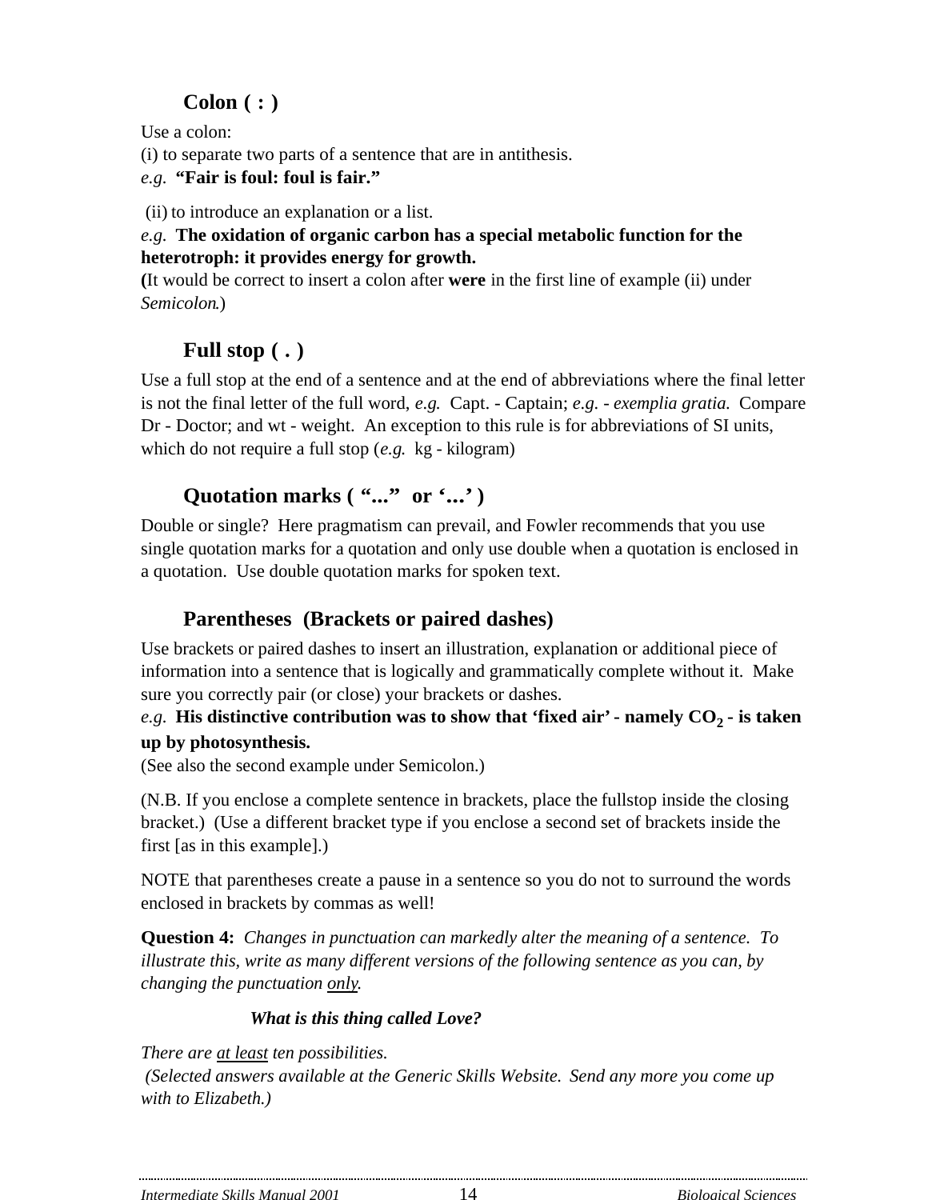### Colon ( : )

Use a colon:

(i) to separate two parts of a sentence that are in antithesis.

*e.g.* **"Fair is foul: foul is fair."**

(ii) to introduce an explanation or a list.

*e.g.* **The oxidation of organic carbon has a special metabolic function for the heterotroph: it provides energy for growth.**

**(**It would be correct to insert a colon after **were** in the first line of example (ii) under *Semicolon*.)

### Full stop ( . )

Use a full stop at the end of a sentence and at the end of abbreviations where the final letter is not the final letter of the full word, *e.g.* Capt. - Captain; *e.g. - exemplia gratia.* Compare Dr - Doctor; and wt - weight. An exception to this rule is for abbreviations of SI units, which do not require a full stop (*e.g.* kg - kilogram)

### Quotation marks ( "..." or '...' )

Double or single? Here pragmatism can prevail, and Fowler recommends that you use single quotation marks for a quotation and only use double when a quotation is enclosed in a quotation. Use double quotation marks for spoken text.

### Parentheses (Brackets or paired dashes)

Use brackets or paired dashes to insert an illustration, explanation or additional piece of information into a sentence that is logically and grammatically complete without it. Make sure you correctly pair (or close) your brackets or dashes.

*e.g.* **His distinctive contribution was to show that 'fixed air' - namely $CO_2$ - is taken up by photosynthesis.**

(See also the second example under Semicolon.)

(N.B. If you enclose a complete sentence in brackets, place the fullstop inside the closing bracket.) (Use a different bracket type if you enclose a second set of brackets inside the first [as in this example].)

NOTE that parentheses create a pause in a sentence so you do not to surround the words enclosed in brackets by commas as well!

**Question 4:** *Changes in punctuation can markedly alter the meaning of a sentence. To illustrate this, write as many different versions of the following sentence as you can, by changing the punctuation only.*

***What is this thing called Love?***

*There are at least ten possibilities.*

*(Selected answers available at the Generic Skills Website. Send any more you come up with to Elizabeth.)*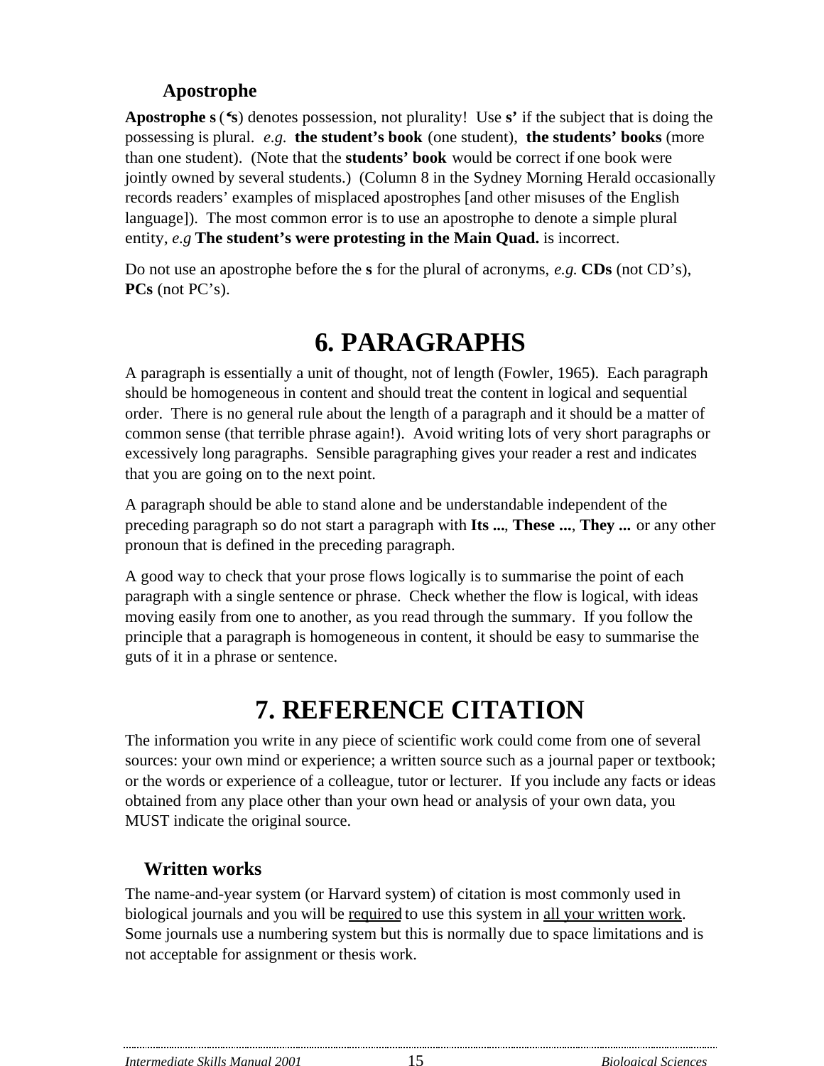### Apostrophe

**Apostrophe s** (**'s**) denotes possession, not plurality! Use **s'** if the subject that is doing the possessing is plural. *e.g.* **the student's book** (one student), **the students' books** (more than one student). (Note that the **students' book** would be correct if one book were jointly owned by several students.) (Column 8 in the Sydney Morning Herald occasionally records readers' examples of misplaced apostrophes [and other misuses of the English language]). The most common error is to use an apostrophe to denote a simple plural entity, *e.g* **The student's were protesting in the Main Quad.** is incorrect.

Do not use an apostrophe before the **s** for the plural of acronyms, *e.g.* **CDs** (not CD's), **PCs** (not PC's).

# 6. PARAGRAPHS

A paragraph is essentially a unit of thought, not of length (Fowler, 1965). Each paragraph should be homogeneous in content and should treat the content in logical and sequential order. There is no general rule about the length of a paragraph and it should be a matter of common sense (that terrible phrase again!). Avoid writing lots of very short paragraphs or excessively long paragraphs. Sensible paragraphing gives your reader a rest and indicates that you are going on to the next point.

A paragraph should be able to stand alone and be understandable independent of the preceding paragraph so do not start a paragraph with **Its ...**, **These ...**, **They ...** or any other pronoun that is defined in the preceding paragraph.

A good way to check that your prose flows logically is to summarise the point of each paragraph with a single sentence or phrase. Check whether the flow is logical, with ideas moving easily from one to another, as you read through the summary. If you follow the principle that a paragraph is homogeneous in content, it should be easy to summarise the guts of it in a phrase or sentence.

# 7. REFERENCE CITATION

The information you write in any piece of scientific work could come from one of several sources: your own mind or experience; a written source such as a journal paper or textbook; or the words or experience of a colleague, tutor or lecturer. If you include any facts or ideas obtained from any place other than your own head or analysis of your own data, you MUST indicate the original source.

### Written works

The name-and-year system (or Harvard system) of citation is most commonly used in biological journals and you will be <u>required</u> to use this system in <u>all your written work</u>. Some journals use a numbering system but this is normally due to space limitations and is not acceptable for assignment or thesis work.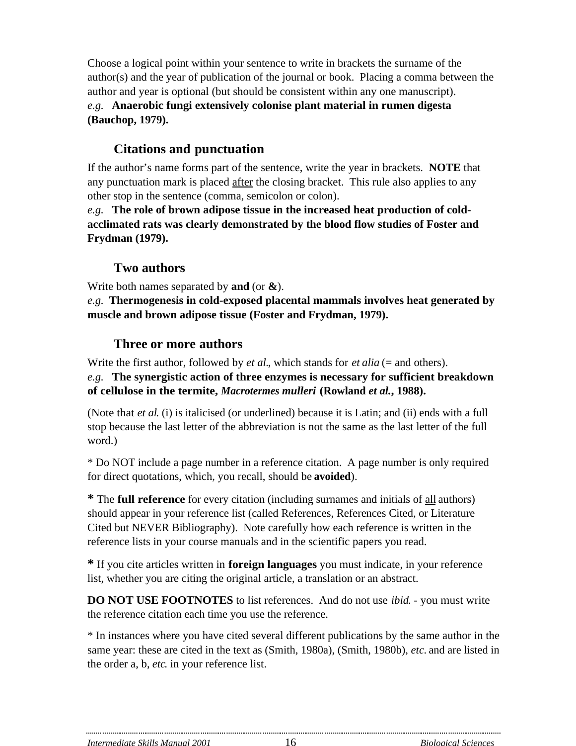Choose a logical point within your sentence to write in brackets the surname of the author(s) and the year of publication of the journal or book. Placing a comma between the author and year is optional (but should be consistent within any one manuscript).
*e.g.* **Anaerobic fungi extensively colonise plant material in rumen digesta (Bauchop, 1979).**

### Citations and punctuation

If the author's name forms part of the sentence, write the year in brackets. **NOTE** that any punctuation mark is placed <u>after</u> the closing bracket. This rule also applies to any other stop in the sentence (comma, semicolon or colon).
*e.g.* **The role of brown adipose tissue in the increased heat production of cold-acclimated rats was clearly demonstrated by the blood flow studies of Foster and Frydman (1979).**

### Two authors

Write both names separated by **and** (or **&**).
*e.g.* **Thermogenesis in cold-exposed placental mammals involves heat generated by muscle and brown adipose tissue (Foster and Frydman, 1979).**

### Three or more authors

Write the first author, followed by *et al.*, which stands for *et alia* (= and others).
*e.g.* **The synergistic action of three enzymes is necessary for sufficient breakdown of cellulose in the termite, *Macrotermes mulleri* (Rowland *et al.*, 1988).**

(Note that *et al.* (i) is italicised (or underlined) because it is Latin; and (ii) ends with a full stop because the last letter of the abbreviation is not the same as the last letter of the full word.)

* Do NOT include a page number in a reference citation. A page number is only required for direct quotations, which, you recall, should be **avoided**).

**\*** The **full reference** for every citation (including surnames and initials of <u>all</u> authors) should appear in your reference list (called References, References Cited, or Literature Cited but NEVER Bibliography). Note carefully how each reference is written in the reference lists in your course manuals and in the scientific papers you read.

**\*** If you cite articles written in **foreign languages** you must indicate, in your reference list, whether you are citing the original article, a translation or an abstract.

**DO NOT USE FOOTNOTES** to list references. And do not use *ibid.* - you must write the reference citation each time you use the reference.

* In instances where you have cited several different publications by the same author in the same year: these are cited in the text as (Smith, 1980a), (Smith, 1980b), *etc.* and are listed in the order a, b, *etc.* in your reference list.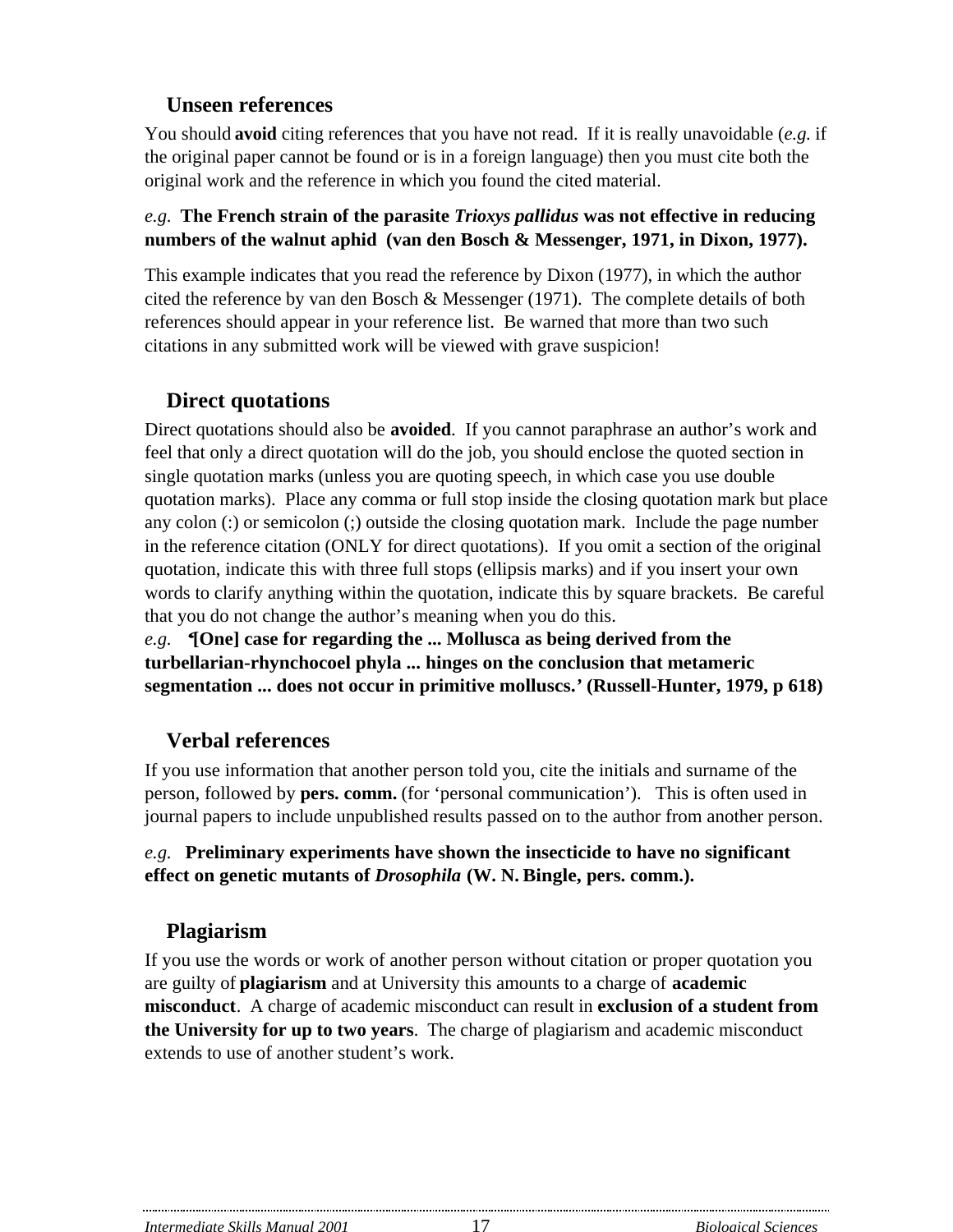### Unseen references

You should **avoid** citing references that you have not read. If it is really unavoidable (*e.g.* if the original paper cannot be found or is in a foreign language) then you must cite both the original work and the reference in which you found the cited material.

*e.g.* **The French strain of the parasite *Trioxys pallidus* was not effective in reducing numbers of the walnut aphid (van den Bosch & Messenger, 1971, in Dixon, 1977).**

This example indicates that you read the reference by Dixon (1977), in which the author cited the reference by van den Bosch & Messenger (1971). The complete details of both references should appear in your reference list. Be warned that more than two such citations in any submitted work will be viewed with grave suspicion!

### Direct quotations

Direct quotations should also be **avoided**. If you cannot paraphrase an author's work and feel that only a direct quotation will do the job, you should enclose the quoted section in single quotation marks (unless you are quoting speech, in which case you use double quotation marks). Place any comma or full stop inside the closing quotation mark but place any colon (:) or semicolon (;) outside the closing quotation mark. Include the page number in the reference citation (ONLY for direct quotations). If you omit a section of the original quotation, indicate this with three full stops (ellipsis marks) and if you insert your own words to clarify anything within the quotation, indicate this by square brackets. Be careful that you do not change the author's meaning when you do this.

*e.g.* **'[One] case for regarding the ... Mollusca as being derived from the turbellarian-rhynchocoel phyla ... hinges on the conclusion that metameric segmentation ... does not occur in primitive molluscs.' (Russell-Hunter, 1979, p 618)**

### Verbal references

If you use information that another person told you, cite the initials and surname of the person, followed by **pers. comm.** (for 'personal communication'). This is often used in journal papers to include unpublished results passed on to the author from another person.

*e.g.* **Preliminary experiments have shown the insecticide to have no significant effect on genetic mutants of *Drosophila* (W. N. Bingle, pers. comm.).**

### Plagiarism

If you use the words or work of another person without citation or proper quotation you are guilty of **plagiarism** and at University this amounts to a charge of **academic misconduct**. A charge of academic misconduct can result in **exclusion of a student from the University for up to two years**. The charge of plagiarism and academic misconduct extends to use of another student's work.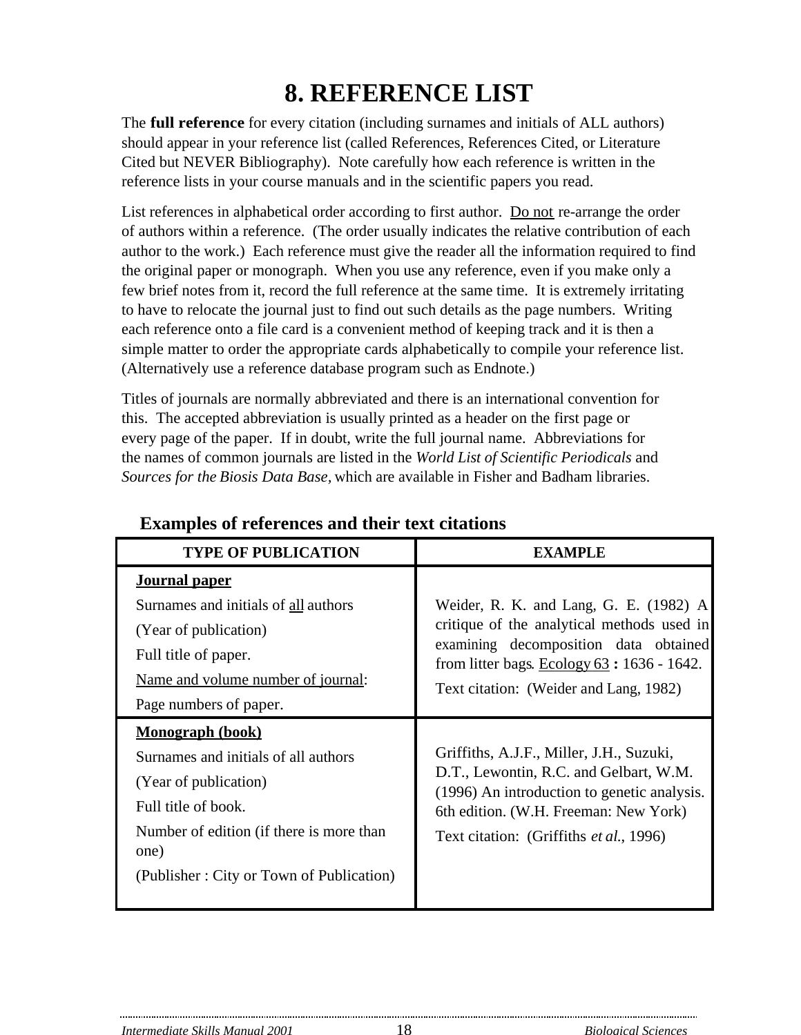# 8. REFERENCE LIST

The **full reference** for every citation (including surnames and initials of ALL authors) should appear in your reference list (called References, References Cited, or Literature Cited but NEVER Bibliography). Note carefully how each reference is written in the reference lists in your course manuals and in the scientific papers you read.

List references in alphabetical order according to first author. <u>Do not</u> re-arrange the order of authors within a reference. (The order usually indicates the relative contribution of each author to the work.) Each reference must give the reader all the information required to find the original paper or monograph. When you use any reference, even if you make only a few brief notes from it, record the full reference at the same time. It is extremely irritating to have to relocate the journal just to find out such details as the page numbers. Writing each reference onto a file card is a convenient method of keeping track and it is then a simple matter to order the appropriate cards alphabetically to compile your reference list. (Alternatively use a reference database program such as Endnote.)

Titles of journals are normally abbreviated and there is an international convention for this. The accepted abbreviation is usually printed as a header on the first page or every page of the paper. If in doubt, write the full journal name. Abbreviations for the names of common journals are listed in the *World List of Scientific Periodicals* and *Sources for the Biosis Data Base,* which are available in Fisher and Badham libraries.

### Examples of references and their text citations

| TYPE OF PUBLICATION | EXAMPLE |
|---|---|
| **<u>Journal paper</u>**<br>Surnames and initials of <u>all</u> authors<br>(Year of publication)<br>Full title of paper.<br><u>Name and volume number of journal</u>:<br>Page numbers of paper. | Weider, R. K. and Lang, G. E. (1982) A critique of the analytical methods used in examining decomposition data obtained from litter bags. <u>Ecology 63</u> **:** 1636 - 1642.<br>Text citation: (Weider and Lang, 1982) |
| **<u>Monograph (book)</u>**<br>Surnames and initials of all authors<br>(Year of publication)<br>Full title of book.<br>Number of edition (if there is more than one)<br>(Publisher : City or Town of Publication) | Griffiths, A.J.F., Miller, J.H., Suzuki, D.T., Lewontin, R.C. and Gelbart, W.M. (1996) An introduction to genetic analysis. 6th edition. (W.H. Freeman: New York)<br>Text citation: (Griffiths *et al.*, 1996) |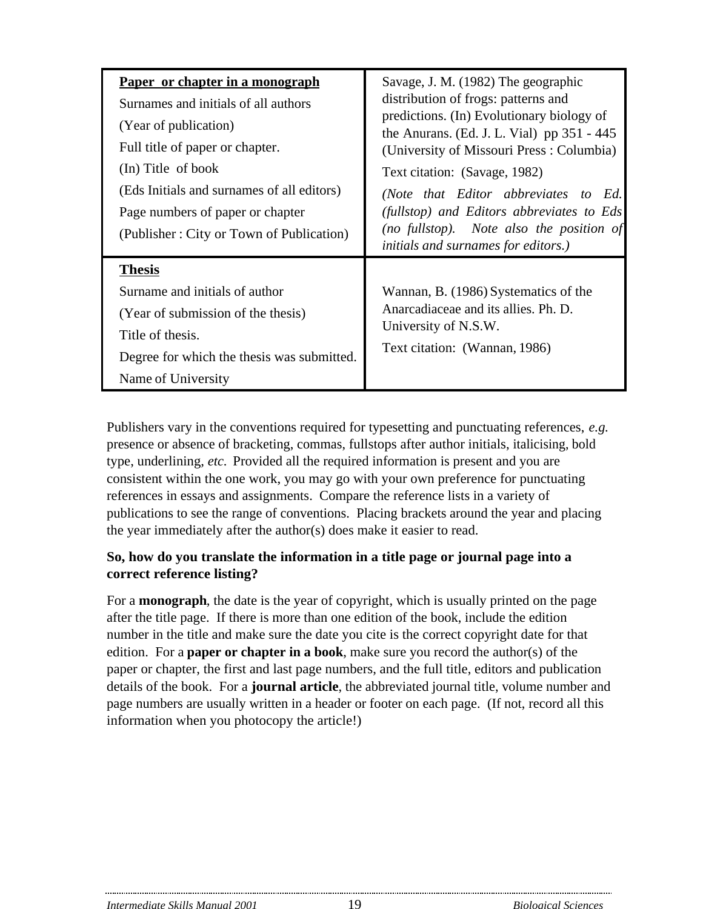| **Paper or chapter in a monograph**<br>Surnames and initials of all authors<br>(Year of publication)<br>Full title of paper or chapter.<br>(In) Title of book<br>(Eds Initials and surnames of all editors)<br>Page numbers of paper or chapter<br>(Publisher : City or Town of Publication) | Savage, J. M. (1982) The geographic distribution of frogs: patterns and predictions. (In) Evolutionary biology of the Anurans. (Ed. J. L. Vial) pp 351 - 445 (University of Missouri Press : Columbia)<br>Text citation: (Savage, 1982)<br>*(Note that Editor abbreviates to Ed. (fullstop) and Editors abbreviates to Eds (no fullstop). Note also the position of initials and surnames for editors.)* |
|---|---|
| **Thesis**<br>Surname and initials of author<br>(Year of submission of the thesis)<br>Title of thesis.<br>Degree for which the thesis was submitted.<br>Name of University | Wannan, B. (1986) Systematics of the Anarcadiaceae and its allies. Ph. D. University of N.S.W.<br>Text citation: (Wannan, 1986) |

Publishers vary in the conventions required for typesetting and punctuating references, *e.g.* presence or absence of bracketing, commas, fullstops after author initials, italicising, bold type, underlining, *etc.* Provided all the required information is present and you are consistent within the one work, you may go with your own preference for punctuating references in essays and assignments. Compare the reference lists in a variety of publications to see the range of conventions. Placing brackets around the year and placing the year immediately after the author(s) does make it easier to read.

**So, how do you translate the information in a title page or journal page into a correct reference listing?**

For a **monograph**, the date is the year of copyright, which is usually printed on the page after the title page. If there is more than one edition of the book, include the edition number in the title and make sure the date you cite is the correct copyright date for that edition. For a **paper or chapter in a book**, make sure you record the author(s) of the paper or chapter, the first and last page numbers, and the full title, editors and publication details of the book. For a **journal article**, the abbreviated journal title, volume number and page numbers are usually written in a header or footer on each page. (If not, record all this information when you photocopy the article!)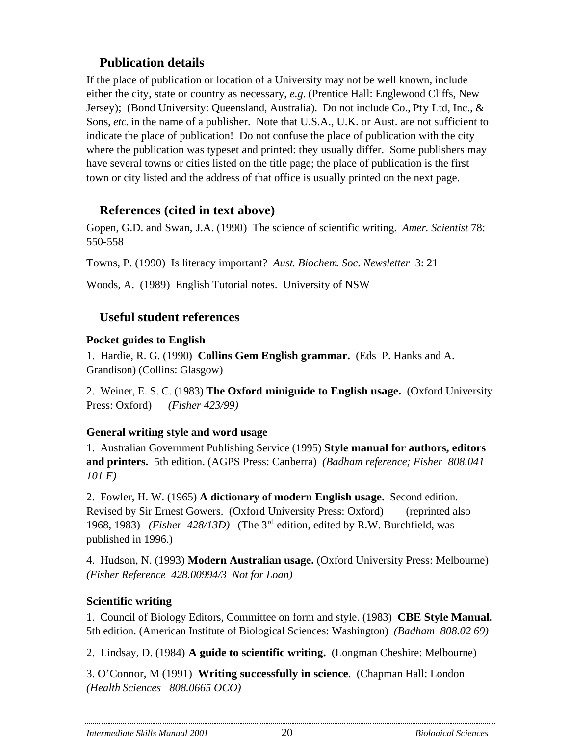## Publication details

If the place of publication or location of a University may not be well known, include either the city, state or country as necessary, *e.g.* (Prentice Hall: Englewood Cliffs, New Jersey); (Bond University: Queensland, Australia). Do not include Co., Pty Ltd, Inc., & Sons, *etc.* in the name of a publisher. Note that U.S.A., U.K. or Aust. are not sufficient to indicate the place of publication! Do not confuse the place of publication with the city where the publication was typeset and printed: they usually differ. Some publishers may have several towns or cities listed on the title page; the place of publication is the first town or city listed and the address of that office is usually printed on the next page.

## References (cited in text above)

Gopen, G.D. and Swan, J.A. (1990) The science of scientific writing. *Amer. Scientist* 78: 550-558

Towns, P. (1990) Is literacy important? *Aust. Biochem. Soc. Newsletter* 3: 21

Woods, A. (1989) English Tutorial notes. University of NSW

## Useful student references

### Pocket guides to English

1. Hardie, R. G. (1990) **Collins Gem English grammar.** (Eds P. Hanks and A. Grandison) (Collins: Glasgow)

2. Weiner, E. S. C. (1983) **The Oxford miniguide to English usage.** (Oxford University Press: Oxford) *(Fisher 423/99)*

### General writing style and word usage

1. Australian Government Publishing Service (1995) **Style manual for authors, editors and printers.** 5th edition. (AGPS Press: Canberra) *(Badham reference; Fisher 808.041 101 F)*

2. Fowler, H. W. (1965) **A dictionary of modern English usage.** Second edition. Revised by Sir Ernest Gowers. (Oxford University Press: Oxford) (reprinted also 1968, 1983) *(Fisher 428/13D)* (The 3rd edition, edited by R.W. Burchfield, was published in 1996.)

4. Hudson, N. (1993) **Modern Australian usage.** (Oxford University Press: Melbourne) *(Fisher Reference 428.00994/3 Not for Loan)*

### Scientific writing

1. Council of Biology Editors, Committee on form and style. (1983) **CBE Style Manual.** 5th edition. (American Institute of Biological Sciences: Washington) *(Badham 808.02 69)*

2. Lindsay, D. (1984) **A guide to scientific writing.** (Longman Cheshire: Melbourne)

3. O'Connor, M (1991) **Writing successfully in science**. (Chapman Hall: London *(Health Sciences 808.0665 OCO)*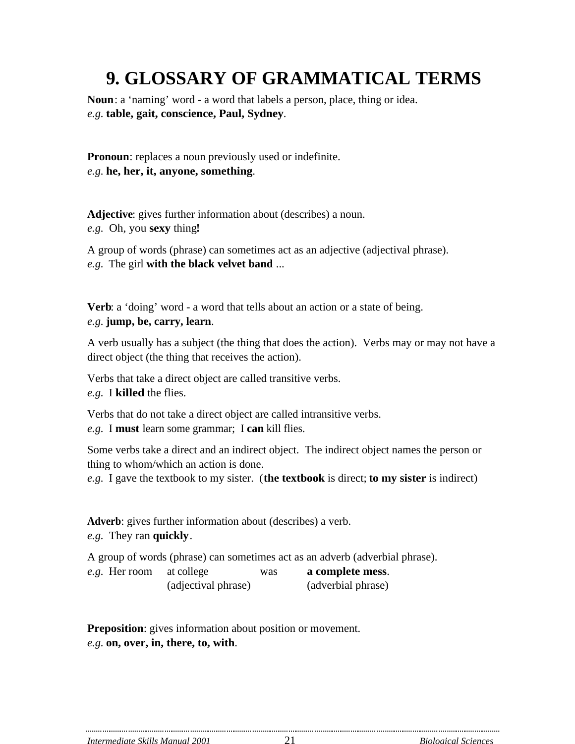# 9. GLOSSARY OF GRAMMATICAL TERMS

**Noun**: a 'naming' word - a word that labels a person, place, thing or idea.
*e.g.* **table, gait, conscience, Paul, Sydney**.

**Pronoun**: replaces a noun previously used or indefinite.
*e.g.* **he, her, it, anyone, something**.

**Adjective**: gives further information about (describes) a noun.
*e.g.* Oh, you **sexy** thing**!**

A group of words (phrase) can sometimes act as an adjective (adjectival phrase).
*e.g.* The girl **with the black velvet band** ...

**Verb**: a 'doing' word - a word that tells about an action or a state of being.
*e.g.* **jump, be, carry, learn**.

A verb usually has a subject (the thing that does the action). Verbs may or may not have a direct object (the thing that receives the action).

Verbs that take a direct object are called transitive verbs.
*e.g.* I **killed** the flies.

Verbs that do not take a direct object are called intransitive verbs.
*e.g.* I **must** learn some grammar; I **can** kill flies.

Some verbs take a direct and an indirect object. The indirect object names the person or thing to whom/which an action is done.
*e.g.* I gave the textbook to my sister. (**the textbook** is direct; **to my sister** is indirect)

**Adverb**: gives further information about (describes) a verb.
*e.g.* They ran **quickly**.

A group of words (phrase) can sometimes act as an adverb (adverbial phrase).

| *e.g.* Her room | at college | was | **a complete mess**. |
|---|---|---|---|
| | (adjectival phrase) | | (adverbial phrase) |

**Preposition**: gives information about position or movement.
*e.g.* **on, over, in, there, to, with**.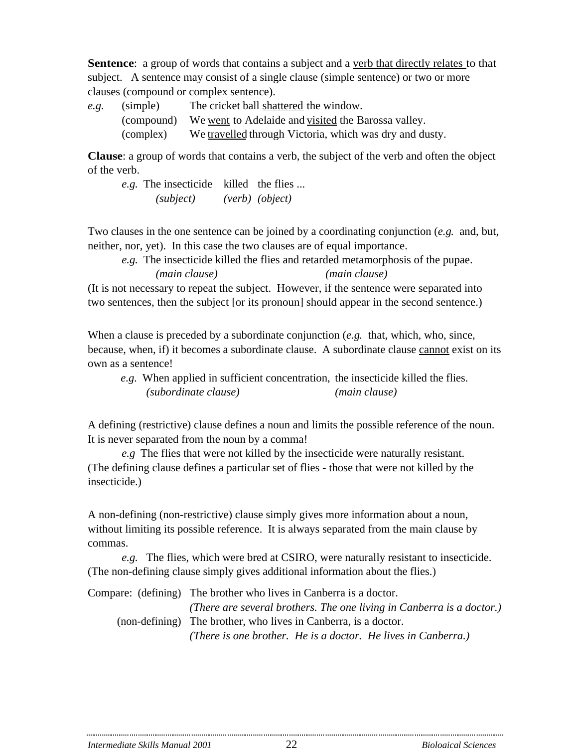**Sentence**: a group of words that contains a subject and a <u>verb that directly relates</u> to that subject. A sentence may consist of a single clause (simple sentence) or two or more clauses (compound or complex sentence).

*e.g.* (simple) The cricket ball <u>shattered</u> the window.
(compound) We <u>went</u> to Adelaide and <u>visited</u> the Barossa valley.
(complex) We <u>travelled</u> through Victoria, which was dry and dusty.

**Clause**: a group of words that contains a verb, the subject of the verb and often the object of the verb.

*e.g.* The insecticide killed the flies ...
*(subject)* *(verb)* *(object)*

Two clauses in the one sentence can be joined by a coordinating conjunction (*e.g.* and, but, neither, nor, yet). In this case the two clauses are of equal importance.

*e.g.* The insecticide killed the flies and retarded metamorphosis of the pupae.
*(main clause)* *(main clause)*

(It is not necessary to repeat the subject. However, if the sentence were separated into two sentences, then the subject [or its pronoun] should appear in the second sentence.)

When a clause is preceded by a subordinate conjunction (*e.g.* that, which, who, since, because, when, if) it becomes a subordinate clause. A subordinate clause <u>cannot</u> exist on its own as a sentence!

*e.g.* When applied in sufficient concentration, the insecticide killed the flies.
*(subordinate clause)* *(main clause)*

A defining (restrictive) clause defines a noun and limits the possible reference of the noun. It is never separated from the noun by a comma!

*e.g* The flies that were not killed by the insecticide were naturally resistant.

(The defining clause defines a particular set of flies - those that were not killed by the insecticide.)

A non-defining (non-restrictive) clause simply gives more information about a noun, without limiting its possible reference. It is always separated from the main clause by commas.

*e.g.* The flies, which were bred at CSIRO, were naturally resistant to insecticide.

(The non-defining clause simply gives additional information about the flies.)

Compare: (defining) The brother who lives in Canberra is a doctor.
*(There are several brothers. The one living in Canberra is a doctor.)*
(non-defining) The brother, who lives in Canberra, is a doctor.
*(There is one brother. He is a doctor. He lives in Canberra.)*